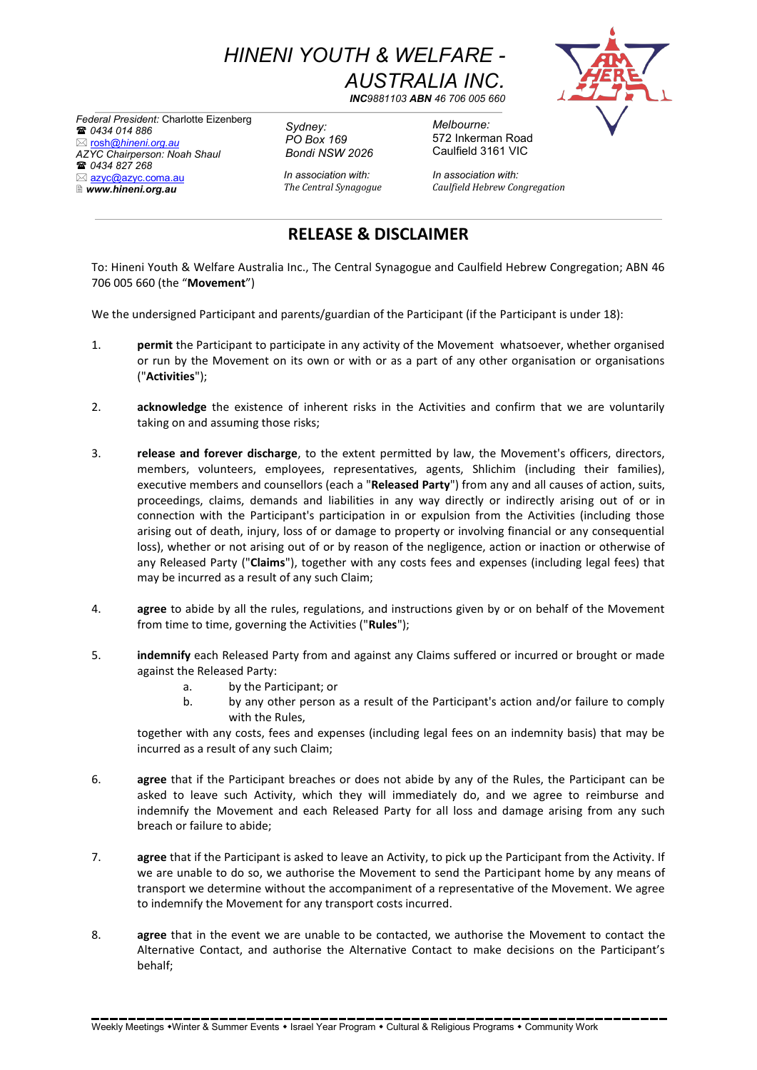# HINENI YOUTH & WELFARE - AUSTRALIA INC.

***INC**9881103 **ABN** 46 706 005 660*

*Federal President:* Charlotte Eizenberg
☎ *0434 014 886*
✉ *rosh@hineni.org.au*
*AZYC Chairperson: Noah Shaul*
☎ *0434 827 268*
✉ *azyc@azyc.coma.au*
***www.hineni.org.au***

*Sydney:*
*PO Box 169*
*Bondi NSW 2026*

*In association with:*
*The Central Synagogue*

*Melbourne:*
572 Inkerman Road
Caulfield 3161 VIC

*In association with:*
*Caulfield Hebrew Congregation*

## RELEASE & DISCLAIMER

To: Hineni Youth & Welfare Australia Inc., The Central Synagogue and Caulfield Hebrew Congregation; ABN 46 706 005 660 (the "**Movement**")

We the undersigned Participant and parents/guardian of the Participant (if the Participant is under 18):

1. **permit** the Participant to participate in any activity of the Movement whatsoever, whether organised or run by the Movement on its own or with or as a part of any other organisation or organisations ("**Activities**");

2. **acknowledge** the existence of inherent risks in the Activities and confirm that we are voluntarily taking on and assuming those risks;

3. **release and forever discharge**, to the extent permitted by law, the Movement's officers, directors, members, volunteers, employees, representatives, agents, Shlichim (including their families), executive members and counsellors (each a "**Released Party**") from any and all causes of action, suits, proceedings, claims, demands and liabilities in any way directly or indirectly arising out of or in connection with the Participant's participation in or expulsion from the Activities (including those arising out of death, injury, loss of or damage to property or involving financial or any consequential loss), whether or not arising out of or by reason of the negligence, action or inaction or otherwise of any Released Party ("**Claims**"), together with any costs fees and expenses (including legal fees) that may be incurred as a result of any such Claim;

4. **agree** to abide by all the rules, regulations, and instructions given by or on behalf of the Movement from time to time, governing the Activities ("**Rules**");

5. **indemnify** each Released Party from and against any Claims suffered or incurred or brought or made against the Released Party:
   a. by the Participant; or
   b. by any other person as a result of the Participant's action and/or failure to comply with the Rules,

   together with any costs, fees and expenses (including legal fees on an indemnity basis) that may be incurred as a result of any such Claim;

6. **agree** that if the Participant breaches or does not abide by any of the Rules, the Participant can be asked to leave such Activity, which they will immediately do, and we agree to reimburse and indemnify the Movement and each Released Party for all loss and damage arising from any such breach or failure to abide;

7. **agree** that if the Participant is asked to leave an Activity, to pick up the Participant from the Activity. If we are unable to do so, we authorise the Movement to send the Participant home by any means of transport we determine without the accompaniment of a representative of the Movement. We agree to indemnify the Movement for any transport costs incurred.

8. **agree** that in the event we are unable to be contacted, we authorise the Movement to contact the Alternative Contact, and authorise the Alternative Contact to make decisions on the Participant's behalf;

Weekly Meetings • Winter & Summer Events • Israel Year Program • Cultural & Religious Programs • Community Work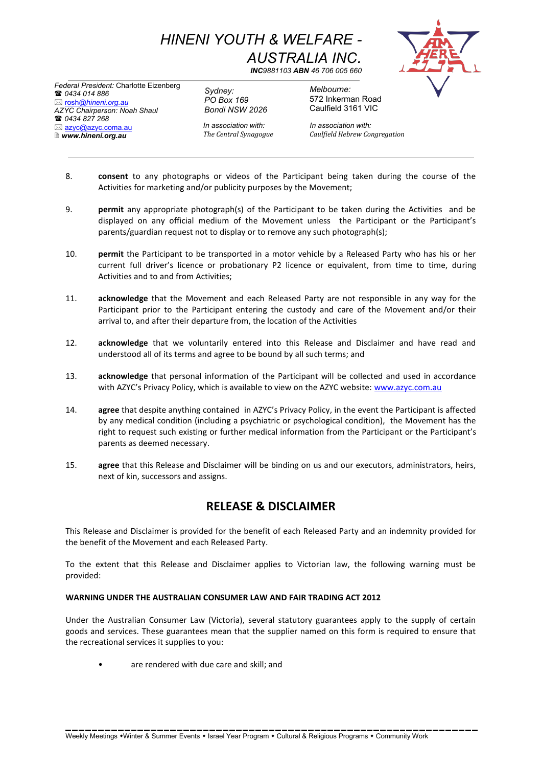HINENI YOUTH & WELFARE - AUSTRALIA INC.
**INC**9881103 **ABN** 46 706 005 660

*Federal President:* Charlotte Eizenberg
☎ *0434 014 886*
✉ rosh@hineni.org.au
*AZYC Chairperson: Noah Shaul*
☎ *0434 827 268*
✉ azyc@azyc.coma.au
**www.hineni.org.au**

*Sydney:*
*PO Box 169*
*Bondi NSW 2026*
*In association with:*
*The Central Synagogue*

*Melbourne:*
572 Inkerman Road
Caulfield 3161 VIC
*In association with:*
*Caulfield Hebrew Congregation*

8. **consent** to any photographs or videos of the Participant being taken during the course of the Activities for marketing and/or publicity purposes by the Movement;

9. **permit** any appropriate photograph(s) of the Participant to be taken during the Activities and be displayed on any official medium of the Movement unless the Participant or the Participant's parents/guardian request not to display or to remove any such photograph(s);

10. **permit** the Participant to be transported in a motor vehicle by a Released Party who has his or her current full driver's licence or probationary P2 licence or equivalent, from time to time, during Activities and to and from Activities;

11. **acknowledge** that the Movement and each Released Party are not responsible in any way for the Participant prior to the Participant entering the custody and care of the Movement and/or their arrival to, and after their departure from, the location of the Activities

12. **acknowledge** that we voluntarily entered into this Release and Disclaimer and have read and understood all of its terms and agree to be bound by all such terms; and

13. **acknowledge** that personal information of the Participant will be collected and used in accordance with AZYC's Privacy Policy, which is available to view on the AZYC website: www.azyc.com.au

14. **agree** that despite anything contained in AZYC's Privacy Policy, in the event the Participant is affected by any medical condition (including a psychiatric or psychological condition), the Movement has the right to request such existing or further medical information from the Participant or the Participant's parents as deemed necessary.

15. **agree** that this Release and Disclaimer will be binding on us and our executors, administrators, heirs, next of kin, successors and assigns.

## RELEASE & DISCLAIMER

This Release and Disclaimer is provided for the benefit of each Released Party and an indemnity provided for the benefit of the Movement and each Released Party.

To the extent that this Release and Disclaimer applies to Victorian law, the following warning must be provided:

**WARNING UNDER THE AUSTRALIAN CONSUMER LAW AND FAIR TRADING ACT 2012**

Under the Australian Consumer Law (Victoria), several statutory guarantees apply to the supply of certain goods and services. These guarantees mean that the supplier named on this form is required to ensure that the recreational services it supplies to you:

- are rendered with due care and skill; and

Weekly Meetings • Winter & Summer Events • Israel Year Program • Cultural & Religious Programs • Community Work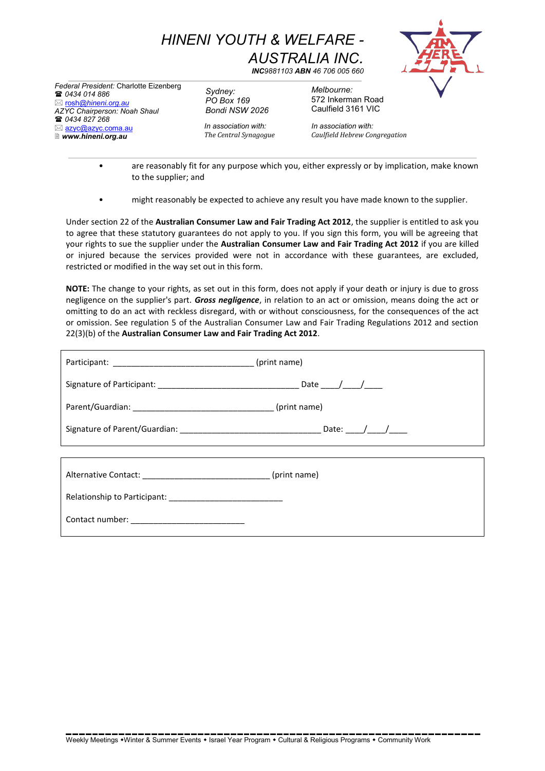# HINENI YOUTH & WELFARE - AUSTRALIA INC.

***INC***9881103 ***ABN*** *46 706 005 660*

*Federal President:* Charlotte Eizenberg
☎ *0434 014 886*
✉ *rosh@hineni.org.au*
*AZYC Chairperson: Noah Shaul*
☎ *0434 827 268*
✉ azyc@azyc.coma.au
***www.hineni.org.au***

*Sydney:*
*PO Box 169*
*Bondi NSW 2026*

*In association with:*
*The Central Synagogue*

*Melbourne:*
572 Inkerman Road
Caulfield 3161 VIC

*In association with:*
*Caulfield Hebrew Congregation*

- are reasonably fit for any purpose which you, either expressly or by implication, make known to the supplier; and
- might reasonably be expected to achieve any result you have made known to the supplier.

Under section 22 of the **Australian Consumer Law and Fair Trading Act 2012**, the supplier is entitled to ask you to agree that these statutory guarantees do not apply to you. If you sign this form, you will be agreeing that your rights to sue the supplier under the **Australian Consumer Law and Fair Trading Act 2012** if you are killed or injured because the services provided were not in accordance with these guarantees, are excluded, restricted or modified in the way set out in this form.

**NOTE:** The change to your rights, as set out in this form, does not apply if your death or injury is due to gross negligence on the supplier's part. ***Gross negligence***, in relation to an act or omission, means doing the act or omitting to do an act with reckless disregard, with or without consciousness, for the consequences of the act or omission. See regulation 5 of the Australian Consumer Law and Fair Trading Regulations 2012 and section 22(3)(b) of the **Australian Consumer Law and Fair Trading Act 2012**.

Participant: ______________________________ (print name)

Signature of Participant: ______________________________ Date ____/____/____

Parent/Guardian: ______________________________ (print name)

Signature of Parent/Guardian: ______________________________ Date: ____/____/____

Alternative Contact: ___________________________ (print name)

Relationship to Participant: ________________________

Contact number: ________________________

Weekly Meetings •Winter & Summer Events • Israel Year Program • Cultural & Religious Programs • Community Work